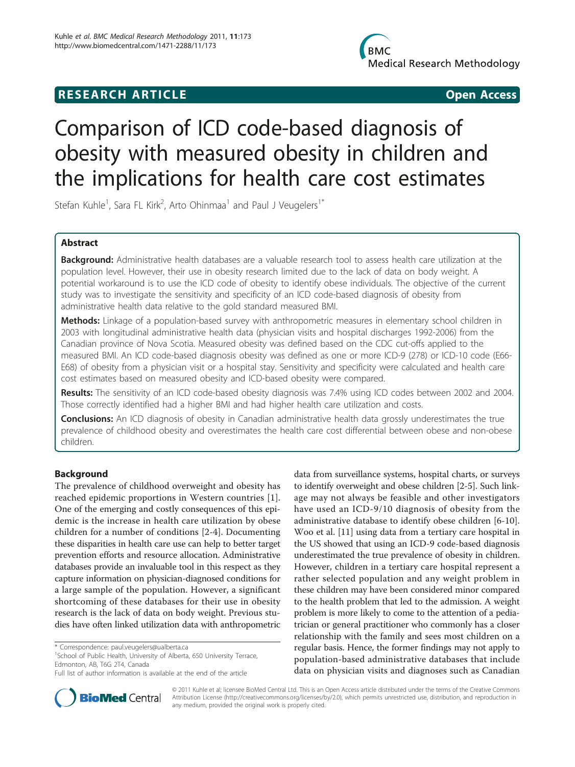RESEARCH ARTICLE **Open Access**

# Comparison of ICD code-based diagnosis of obesity with measured obesity in children and the implications for health care cost estimates

Stefan Kuhle[1], Sara FL Kirk[2], Arto Ohinmaa[1] and Paul J Veugelers[1*]

## Abstract

**Background:** Administrative health databases are a valuable research tool to assess health care utilization at the population level. However, their use in obesity research limited due to the lack of data on body weight. A potential workaround is to use the ICD code of obesity to identify obese individuals. The objective of the current study was to investigate the sensitivity and specificity of an ICD code-based diagnosis of obesity from administrative health data relative to the gold standard measured BMI.

**Methods:** Linkage of a population-based survey with anthropometric measures in elementary school children in 2003 with longitudinal administrative health data (physician visits and hospital discharges 1992-2006) from the Canadian province of Nova Scotia. Measured obesity was defined based on the CDC cut-offs applied to the measured BMI. An ICD code-based diagnosis obesity was defined as one or more ICD-9 (278) or ICD-10 code (E66-E68) of obesity from a physician visit or a hospital stay. Sensitivity and specificity were calculated and health care cost estimates based on measured obesity and ICD-based obesity were compared.

**Results:** The sensitivity of an ICD code-based obesity diagnosis was 7.4% using ICD codes between 2002 and 2004. Those correctly identified had a higher BMI and had higher health care utilization and costs.

**Conclusions:** An ICD diagnosis of obesity in Canadian administrative health data grossly underestimates the true prevalence of childhood obesity and overestimates the health care cost differential between obese and non-obese children.

## Background

The prevalence of childhood overweight and obesity has reached epidemic proportions in Western countries [1]. One of the emerging and costly consequences of this epidemic is the increase in health care utilization by obese children for a number of conditions [2-4]. Documenting these disparities in health care use can help to better target prevention efforts and resource allocation. Administrative databases provide an invaluable tool in this respect as they capture information on physician-diagnosed conditions for a large sample of the population. However, a significant shortcoming of these databases for their use in obesity research is the lack of data on body weight. Previous studies have often linked utilization data with anthropometric data from surveillance systems, hospital charts, or surveys to identify overweight and obese children [2-5]. Such linkage may not always be feasible and other investigators have used an ICD-9/10 diagnosis of obesity from the administrative database to identify obese children [6-10]. Woo et al. [11] using data from a tertiary care hospital in the US showed that using an ICD-9 code-based diagnosis underestimated the true prevalence of obesity in children. However, children in a tertiary care hospital represent a rather selected population and any weight problem in these children may have been considered minor compared to the health problem that led to the admission. A weight problem is more likely to come to the attention of a pediatrician or general practitioner who commonly has a closer relationship with the family and sees most children on a regular basis. Hence, the former findings may not apply to population-based administrative databases that include data on physician visits and diagnoses such as Canadian

\* Correspondence: paul.veugelers@ualberta.ca

[1]School of Public Health, University of Alberta, 650 University Terrace, Edmonton, AB, T6G 2T4, Canada

Full list of author information is available at the end of the article

© 2011 Kuhle et al; licensee BioMed Central Ltd. This is an Open Access article distributed under the terms of the Creative Commons Attribution License (http://creativecommons.org/licenses/by/2.0), which permits unrestricted use, distribution, and reproduction in any medium, provided the original work is properly cited.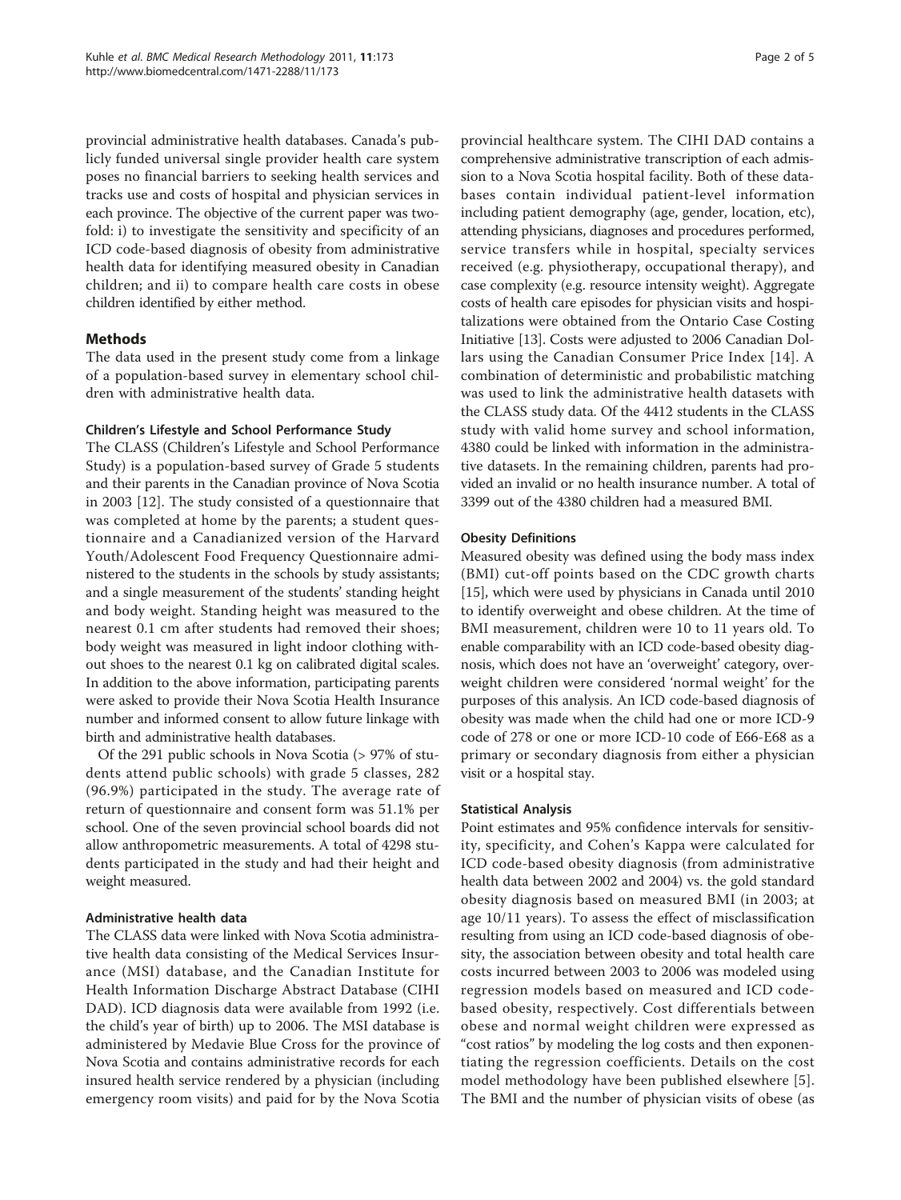provincial administrative health databases. Canada's publicly funded universal single provider health care system poses no financial barriers to seeking health services and tracks use and costs of hospital and physician services in each province. The objective of the current paper was two-fold: i) to investigate the sensitivity and specificity of an ICD code-based diagnosis of obesity from administrative health data for identifying measured obesity in Canadian children; and ii) to compare health care costs in obese children identified by either method.

## Methods

The data used in the present study come from a linkage of a population-based survey in elementary school children with administrative health data.

### Children's Lifestyle and School Performance Study

The CLASS (Children's Lifestyle and School Performance Study) is a population-based survey of Grade 5 students and their parents in the Canadian province of Nova Scotia in 2003 [12]. The study consisted of a questionnaire that was completed at home by the parents; a student questionnaire and a Canadianized version of the Harvard Youth/Adolescent Food Frequency Questionnaire administered to the students in the schools by study assistants; and a single measurement of the students' standing height and body weight. Standing height was measured to the nearest 0.1 cm after students had removed their shoes; body weight was measured in light indoor clothing without shoes to the nearest 0.1 kg on calibrated digital scales. In addition to the above information, participating parents were asked to provide their Nova Scotia Health Insurance number and informed consent to allow future linkage with birth and administrative health databases.

Of the 291 public schools in Nova Scotia (> 97% of students attend public schools) with grade 5 classes, 282 (96.9%) participated in the study. The average rate of return of questionnaire and consent form was 51.1% per school. One of the seven provincial school boards did not allow anthropometric measurements. A total of 4298 students participated in the study and had their height and weight measured.

### Administrative health data

The CLASS data were linked with Nova Scotia administrative health data consisting of the Medical Services Insurance (MSI) database, and the Canadian Institute for Health Information Discharge Abstract Database (CIHI DAD). ICD diagnosis data were available from 1992 (i.e. the child's year of birth) up to 2006. The MSI database is administered by Medavie Blue Cross for the province of Nova Scotia and contains administrative records for each insured health service rendered by a physician (including emergency room visits) and paid for by the Nova Scotia provincial healthcare system. The CIHI DAD contains a comprehensive administrative transcription of each admission to a Nova Scotia hospital facility. Both of these databases contain individual patient-level information including patient demography (age, gender, location, etc), attending physicians, diagnoses and procedures performed, service transfers while in hospital, specialty services received (e.g. physiotherapy, occupational therapy), and case complexity (e.g. resource intensity weight). Aggregate costs of health care episodes for physician visits and hospitalizations were obtained from the Ontario Case Costing Initiative [13]. Costs were adjusted to 2006 Canadian Dollars using the Canadian Consumer Price Index [14]. A combination of deterministic and probabilistic matching was used to link the administrative health datasets with the CLASS study data. Of the 4412 students in the CLASS study with valid home survey and school information, 4380 could be linked with information in the administrative datasets. In the remaining children, parents had provided an invalid or no health insurance number. A total of 3399 out of the 4380 children had a measured BMI.

### Obesity Definitions

Measured obesity was defined using the body mass index (BMI) cut-off points based on the CDC growth charts [15], which were used by physicians in Canada until 2010 to identify overweight and obese children. At the time of BMI measurement, children were 10 to 11 years old. To enable comparability with an ICD code-based obesity diagnosis, which does not have an 'overweight' category, overweight children were considered 'normal weight' for the purposes of this analysis. An ICD code-based diagnosis of obesity was made when the child had one or more ICD-9 code of 278 or one or more ICD-10 code of E66-E68 as a primary or secondary diagnosis from either a physician visit or a hospital stay.

### Statistical Analysis

Point estimates and 95% confidence intervals for sensitivity, specificity, and Cohen's Kappa were calculated for ICD code-based obesity diagnosis (from administrative health data between 2002 and 2004) vs. the gold standard obesity diagnosis based on measured BMI (in 2003; at age 10/11 years). To assess the effect of misclassification resulting from using an ICD code-based diagnosis of obesity, the association between obesity and total health care costs incurred between 2003 to 2006 was modeled using regression models based on measured and ICD code-based obesity, respectively. Cost differentials between obese and normal weight children were expressed as "cost ratios" by modeling the log costs and then exponentiating the regression coefficients. Details on the cost model methodology have been published elsewhere [5]. The BMI and the number of physician visits of obese (as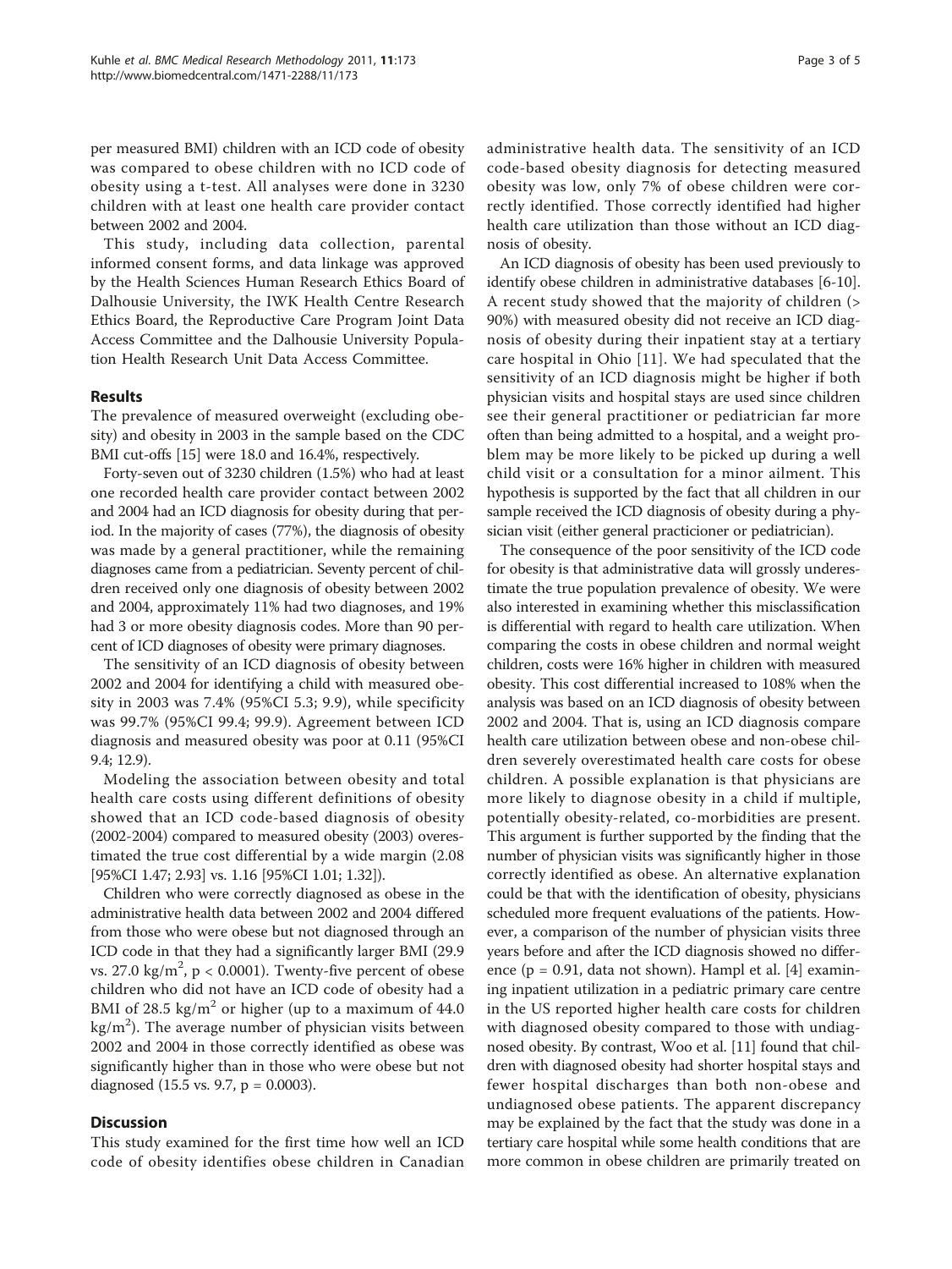per measured BMI) children with an ICD code of obesity was compared to obese children with no ICD code of obesity using a t-test. All analyses were done in 3230 children with at least one health care provider contact between 2002 and 2004.

This study, including data collection, parental informed consent forms, and data linkage was approved by the Health Sciences Human Research Ethics Board of Dalhousie University, the IWK Health Centre Research Ethics Board, the Reproductive Care Program Joint Data Access Committee and the Dalhousie University Population Health Research Unit Data Access Committee.

## Results

The prevalence of measured overweight (excluding obesity) and obesity in 2003 in the sample based on the CDC BMI cut-offs [15] were 18.0 and 16.4%, respectively.

Forty-seven out of 3230 children (1.5%) who had at least one recorded health care provider contact between 2002 and 2004 had an ICD diagnosis for obesity during that period. In the majority of cases (77%), the diagnosis of obesity was made by a general practitioner, while the remaining diagnoses came from a pediatrician. Seventy percent of children received only one diagnosis of obesity between 2002 and 2004, approximately 11% had two diagnoses, and 19% had 3 or more obesity diagnosis codes. More than 90 percent of ICD diagnoses of obesity were primary diagnoses.

The sensitivity of an ICD diagnosis of obesity between 2002 and 2004 for identifying a child with measured obesity in 2003 was 7.4% (95%CI 5.3; 9.9), while specificity was 99.7% (95%CI 99.4; 99.9). Agreement between ICD diagnosis and measured obesity was poor at 0.11 (95%CI 9.4; 12.9).

Modeling the association between obesity and total health care costs using different definitions of obesity showed that an ICD code-based diagnosis of obesity (2002-2004) compared to measured obesity (2003) overestimated the true cost differential by a wide margin (2.08 [95%CI 1.47; 2.93] vs. 1.16 [95%CI 1.01; 1.32]).

Children who were correctly diagnosed as obese in the administrative health data between 2002 and 2004 differed from those who were obese but not diagnosed through an ICD code in that they had a significantly larger BMI (29.9 vs. 27.0 $kg/m^2$, $p < 0.0001$). Twenty-five percent of obese children who did not have an ICD code of obesity had a BMI of 28.5 $kg/m^2$ or higher (up to a maximum of 44.0 $kg/m^2$). The average number of physician visits between 2002 and 2004 in those correctly identified as obese was significantly higher than in those who were obese but not diagnosed (15.5 vs. 9.7, $p = 0.0003$).

## Discussion

This study examined for the first time how well an ICD code of obesity identifies obese children in Canadian administrative health data. The sensitivity of an ICD code-based obesity diagnosis for detecting measured obesity was low, only 7% of obese children were correctly identified. Those correctly identified had higher health care utilization than those without an ICD diagnosis of obesity.

An ICD diagnosis of obesity has been used previously to identify obese children in administrative databases [6-10]. A recent study showed that the majority of children (> 90%) with measured obesity did not receive an ICD diagnosis of obesity during their inpatient stay at a tertiary care hospital in Ohio [11]. We had speculated that the sensitivity of an ICD diagnosis might be higher if both physician visits and hospital stays are used since children see their general practitioner or pediatrician far more often than being admitted to a hospital, and a weight problem may be more likely to be picked up during a well child visit or a consultation for a minor ailment. This hypothesis is supported by the fact that all children in our sample received the ICD diagnosis of obesity during a physician visit (either general practicioner or pediatrician).

The consequence of the poor sensitivity of the ICD code for obesity is that administrative data will grossly underestimate the true population prevalence of obesity. We were also interested in examining whether this misclassification is differential with regard to health care utilization. When comparing the costs in obese children and normal weight children, costs were 16% higher in children with measured obesity. This cost differential increased to 108% when the analysis was based on an ICD diagnosis of obesity between 2002 and 2004. That is, using an ICD diagnosis compare health care utilization between obese and non-obese children severely overestimated health care costs for obese children. A possible explanation is that physicians are more likely to diagnose obesity in a child if multiple, potentially obesity-related, co-morbidities are present. This argument is further supported by the finding that the number of physician visits was significantly higher in those correctly identified as obese. An alternative explanation could be that with the identification of obesity, physicians scheduled more frequent evaluations of the patients. However, a comparison of the number of physician visits three years before and after the ICD diagnosis showed no difference ($p = 0.91$, data not shown). Hampl et al. [4] examining inpatient utilization in a pediatric primary care centre in the US reported higher health care costs for children with diagnosed obesity compared to those with undiagnosed obesity. By contrast, Woo et al. [11] found that children with diagnosed obesity had shorter hospital stays and fewer hospital discharges than both non-obese and undiagnosed obese patients. The apparent discrepancy may be explained by the fact that the study was done in a tertiary care hospital while some health conditions that are more common in obese children are primarily treated on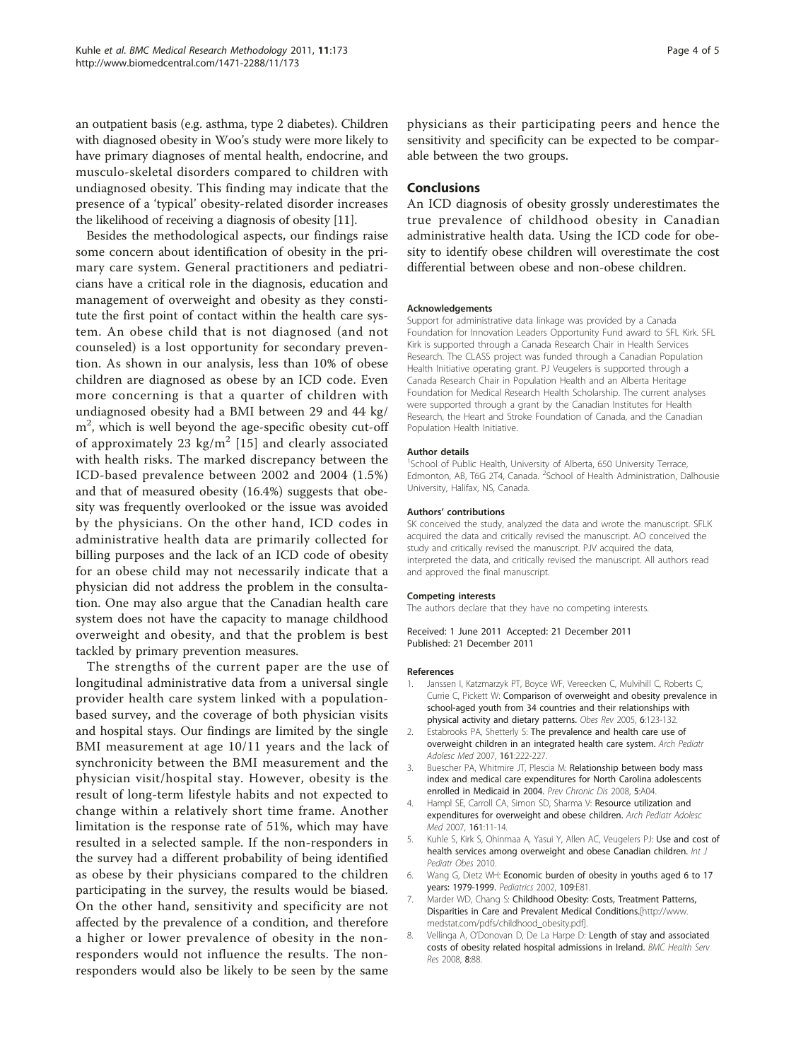an outpatient basis (e.g. asthma, type 2 diabetes). Children with diagnosed obesity in Woo's study were more likely to have primary diagnoses of mental health, endocrine, and musculo-skeletal disorders compared to children with undiagnosed obesity. This finding may indicate that the presence of a 'typical' obesity-related disorder increases the likelihood of receiving a diagnosis of obesity [11].

Besides the methodological aspects, our findings raise some concern about identification of obesity in the primary care system. General practitioners and pediatricians have a critical role in the diagnosis, education and management of overweight and obesity as they constitute the first point of contact within the health care system. An obese child that is not diagnosed (and not counseled) is a lost opportunity for secondary prevention. As shown in our analysis, less than 10% of obese children are diagnosed as obese by an ICD code. Even more concerning is that a quarter of children with undiagnosed obesity had a BMI between 29 and 44 kg/m$^2$, which is well beyond the age-specific obesity cut-off of approximately 23 kg/m$^2$ [15] and clearly associated with health risks. The marked discrepancy between the ICD-based prevalence between 2002 and 2004 (1.5%) and that of measured obesity (16.4%) suggests that obesity was frequently overlooked or the issue was avoided by the physicians. On the other hand, ICD codes in administrative health data are primarily collected for billing purposes and the lack of an ICD code of obesity for an obese child may not necessarily indicate that a physician did not address the problem in the consultation. One may also argue that the Canadian health care system does not have the capacity to manage childhood overweight and obesity, and that the problem is best tackled by primary prevention measures.

The strengths of the current paper are the use of longitudinal administrative data from a universal single provider health care system linked with a population-based survey, and the coverage of both physician visits and hospital stays. Our findings are limited by the single BMI measurement at age 10/11 years and the lack of synchronicity between the BMI measurement and the physician visit/hospital stay. However, obesity is the result of long-term lifestyle habits and not expected to change within a relatively short time frame. Another limitation is the response rate of 51%, which may have resulted in a selected sample. If the non-responders in the survey had a different probability of being identified as obese by their physicians compared to the children participating in the survey, the results would be biased. On the other hand, sensitivity and specificity are not affected by the prevalence of a condition, and therefore a higher or lower prevalence of obesity in the non-responders would not influence the results. The non-responders would also be likely to be seen by the same physicians as their participating peers and hence the sensitivity and specificity can be expected to be comparable between the two groups.

## Conclusions

An ICD diagnosis of obesity grossly underestimates the true prevalence of childhood obesity in Canadian administrative health data. Using the ICD code for obesity to identify obese children will overestimate the cost differential between obese and non-obese children.

#### Acknowledgements

Support for administrative data linkage was provided by a Canada Foundation for Innovation Leaders Opportunity Fund award to SFL Kirk. SFL Kirk is supported through a Canada Research Chair in Health Services Research. The CLASS project was funded through a Canadian Population Health Initiative operating grant. PJ Veugelers is supported through a Canada Research Chair in Population Health and an Alberta Heritage Foundation for Medical Research Health Scholarship. The current analyses were supported through a grant by the Canadian Institutes for Health Research, the Heart and Stroke Foundation of Canada, and the Canadian Population Health Initiative.

#### Author details

[1]School of Public Health, University of Alberta, 650 University Terrace, Edmonton, AB, T6G 2T4, Canada. [2]School of Health Administration, Dalhousie University, Halifax, NS, Canada.

#### Authors' contributions

SK conceived the study, analyzed the data and wrote the manuscript. SFLK acquired the data and critically revised the manuscript. AO conceived the study and critically revised the manuscript. PJV acquired the data, interpreted the data, and critically revised the manuscript. All authors read and approved the final manuscript.

#### Competing interests

The authors declare that they have no competing interests.

Received: 1 June 2011 Accepted: 21 December 2011
Published: 21 December 2011

#### References

1. Janssen I, Katzmarzyk PT, Boyce WF, Vereecken C, Mulvihill C, Roberts C, Currie C, Pickett W: **Comparison of overweight and obesity prevalence in school-aged youth from 34 countries and their relationships with physical activity and dietary patterns.** *Obes Rev* 2005, **6**:123-132.
2. Estabrooks PA, Shetterly S: **The prevalence and health care use of overweight children in an integrated health care system.** *Arch Pediatr Adolesc Med* 2007, **161**:222-227.
3. Buescher PA, Whitmire JT, Plescia M: **Relationship between body mass index and medical care expenditures for North Carolina adolescents enrolled in Medicaid in 2004.** *Prev Chronic Dis* 2008, **5**:A04.
4. Hampl SE, Carroll CA, Simon SD, Sharma V: **Resource utilization and expenditures for overweight and obese children.** *Arch Pediatr Adolesc Med* 2007, **161**:11-14.
5. Kuhle S, Kirk S, Ohinmaa A, Yasui Y, Allen AC, Veugelers PJ: **Use and cost of health services among overweight and obese Canadian children.** *Int J Pediatr Obes* 2010.
6. Wang G, Dietz WH: **Economic burden of obesity in youths aged 6 to 17 years: 1979-1999.** *Pediatrics* 2002, **109**:E81.
7. Marder WD, Chang S: **Childhood Obesity: Costs, Treatment Patterns, Disparities in Care and Prevalent Medical Conditions.**[http://www.medstat.com/pdfs/childhood_obesity.pdf].
8. Vellinga A, O'Donovan D, De La Harpe D: **Length of stay and associated costs of obesity related hospital admissions in Ireland.** *BMC Health Serv Res* 2008, **8**:88.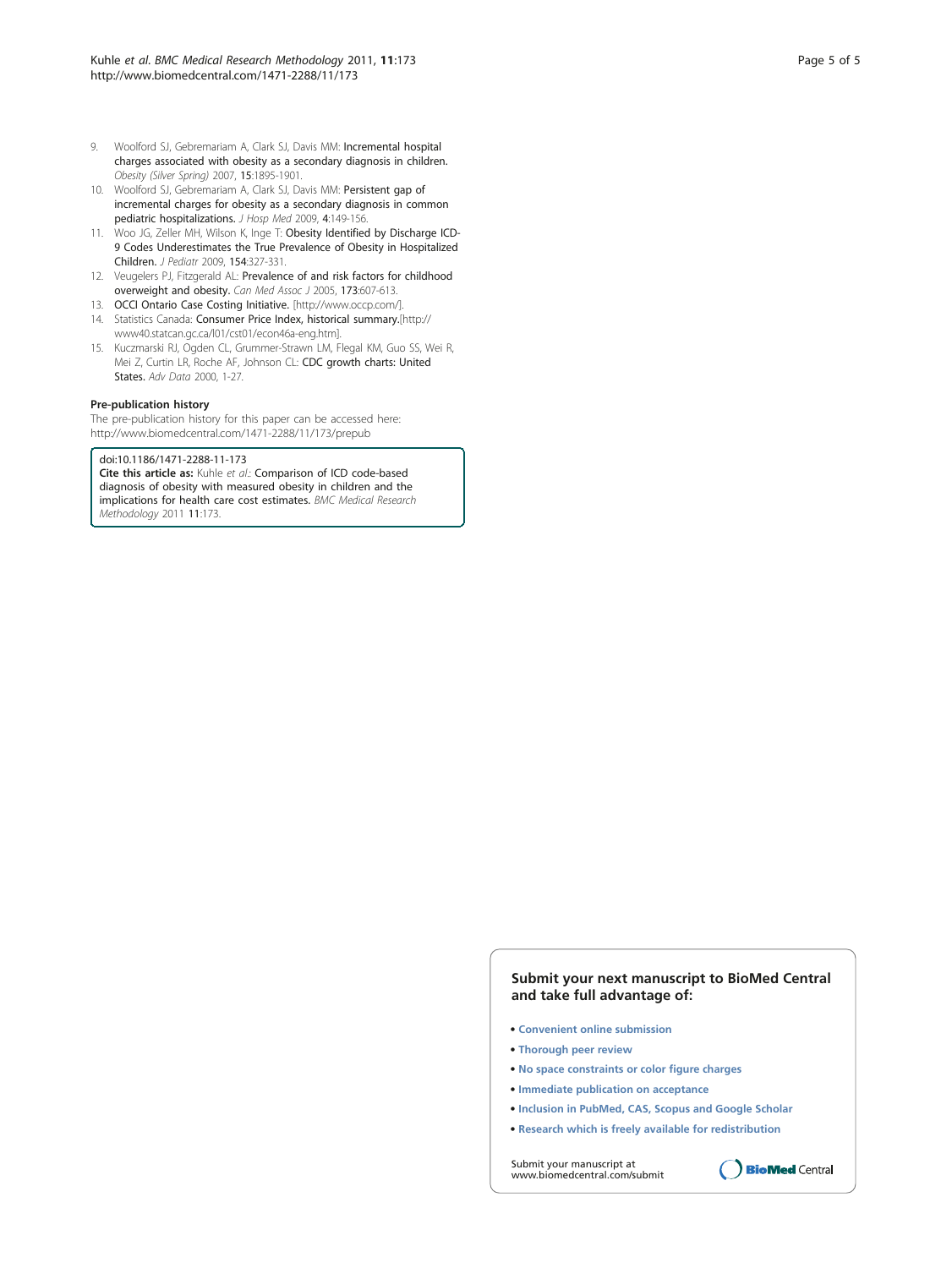9. Woolford SJ, Gebremariam A, Clark SJ, Davis MM: **Incremental hospital charges associated with obesity as a secondary diagnosis in children.** *Obesity (Silver Spring)* 2007, **15**:1895-1901.
10. Woolford SJ, Gebremariam A, Clark SJ, Davis MM: **Persistent gap of incremental charges for obesity as a secondary diagnosis in common pediatric hospitalizations.** *J Hosp Med* 2009, **4**:149-156.
11. Woo JG, Zeller MH, Wilson K, Inge T: **Obesity Identified by Discharge ICD-9 Codes Underestimates the True Prevalence of Obesity in Hospitalized Children.** *J Pediatr* 2009, **154**:327-331.
12. Veugelers PJ, Fitzgerald AL: **Prevalence of and risk factors for childhood overweight and obesity.** *Can Med Assoc J* 2005, **173**:607-613.
13. **OCCI Ontario Case Costing Initiative.** [http://www.occp.com/].
14. Statistics Canada: **Consumer Price Index, historical summary.**[http://www40.statcan.gc.ca/l01/cst01/econ46a-eng.htm].
15. Kuczmarski RJ, Ogden CL, Grummer-Strawn LM, Flegal KM, Guo SS, Wei R, Mei Z, Curtin LR, Roche AF, Johnson CL: **CDC growth charts: United States.** *Adv Data* 2000, 1-27.

### Pre-publication history

The pre-publication history for this paper can be accessed here: http://www.biomedcentral.com/1471-2288/11/173/prepub

doi:10.1186/1471-2288-11-173
**Cite this article as:** Kuhle *et al.*: Comparison of ICD code-based diagnosis of obesity with measured obesity in children and the implications for health care cost estimates. *BMC Medical Research Methodology* 2011 **11**:173.

**Submit your next manuscript to BioMed Central and take full advantage of:**

- Convenient online submission
- Thorough peer review
- No space constraints or color figure charges
- Immediate publication on acceptance
- Inclusion in PubMed, CAS, Scopus and Google Scholar
- Research which is freely available for redistribution

Submit your manuscript at www.biomedcentral.com/submit

BioMed Central